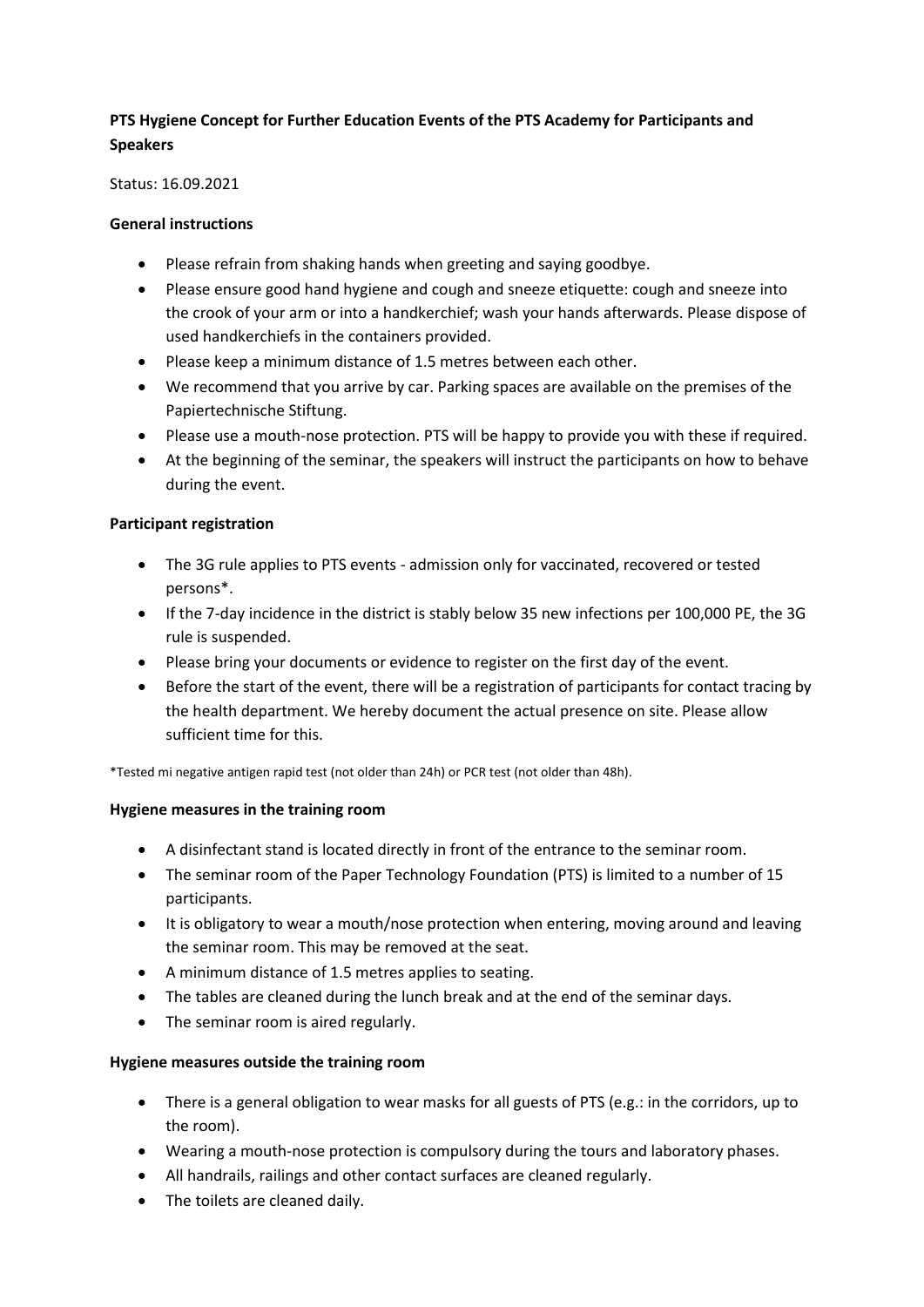**PTS Hygiene Concept for Further Education Events of the PTS Academy for Participants and Speakers**

Status: 16.09.2021

**General instructions**

- Please refrain from shaking hands when greeting and saying goodbye.
- Please ensure good hand hygiene and cough and sneeze etiquette: cough and sneeze into the crook of your arm or into a handkerchief; wash your hands afterwards. Please dispose of used handkerchiefs in the containers provided.
- Please keep a minimum distance of 1.5 metres between each other.
- We recommend that you arrive by car. Parking spaces are available on the premises of the Papiertechnische Stiftung.
- Please use a mouth-nose protection. PTS will be happy to provide you with these if required.
- At the beginning of the seminar, the speakers will instruct the participants on how to behave during the event.

**Participant registration**

- The 3G rule applies to PTS events - admission only for vaccinated, recovered or tested persons*.
- If the 7-day incidence in the district is stably below 35 new infections per 100,000 PE, the 3G rule is suspended.
- Please bring your documents or evidence to register on the first day of the event.
- Before the start of the event, there will be a registration of participants for contact tracing by the health department. We hereby document the actual presence on site. Please allow sufficient time for this.

*Tested mi negative antigen rapid test (not older than 24h) or PCR test (not older than 48h).

**Hygiene measures in the training room**

- A disinfectant stand is located directly in front of the entrance to the seminar room.
- The seminar room of the Paper Technology Foundation (PTS) is limited to a number of 15 participants.
- It is obligatory to wear a mouth/nose protection when entering, moving around and leaving the seminar room. This may be removed at the seat.
- A minimum distance of 1.5 metres applies to seating.
- The tables are cleaned during the lunch break and at the end of the seminar days.
- The seminar room is aired regularly.

**Hygiene measures outside the training room**

- There is a general obligation to wear masks for all guests of PTS (e.g.: in the corridors, up to the room).
- Wearing a mouth-nose protection is compulsory during the tours and laboratory phases.
- All handrails, railings and other contact surfaces are cleaned regularly.
- The toilets are cleaned daily.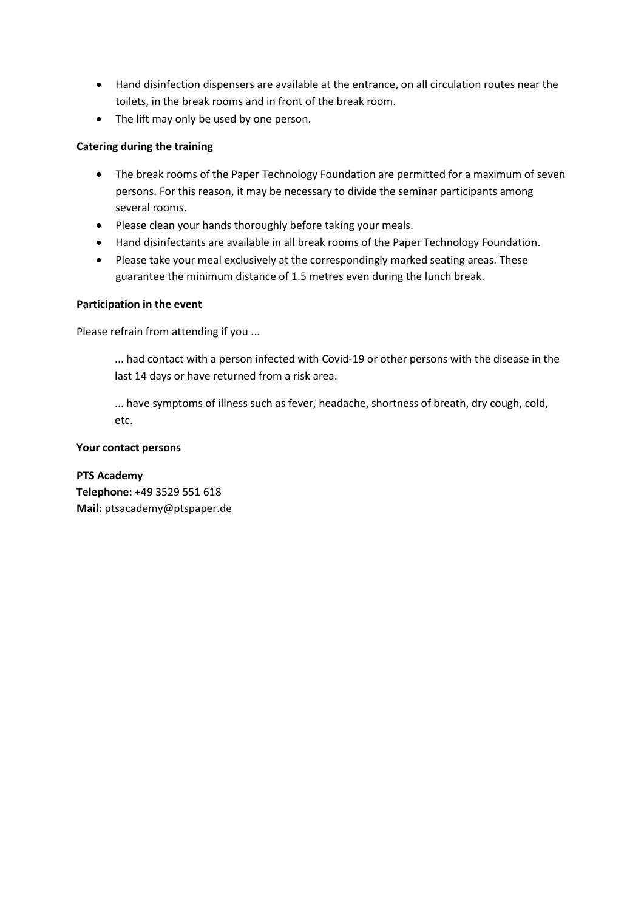- Hand disinfection dispensers are available at the entrance, on all circulation routes near the toilets, in the break rooms and in front of the break room.
- The lift may only be used by one person.

**Catering during the training**

- The break rooms of the Paper Technology Foundation are permitted for a maximum of seven persons. For this reason, it may be necessary to divide the seminar participants among several rooms.
- Please clean your hands thoroughly before taking your meals.
- Hand disinfectants are available in all break rooms of the Paper Technology Foundation.
- Please take your meal exclusively at the correspondingly marked seating areas. These guarantee the minimum distance of 1.5 metres even during the lunch break.

**Participation in the event**

Please refrain from attending if you ...

> ... had contact with a person infected with Covid-19 or other persons with the disease in the last 14 days or have returned from a risk area.
>
> ... have symptoms of illness such as fever, headache, shortness of breath, dry cough, cold, etc.

**Your contact persons**

**PTS Academy**
**Telephone:** +49 3529 551 618
**Mail:** ptsacademy@ptspaper.de